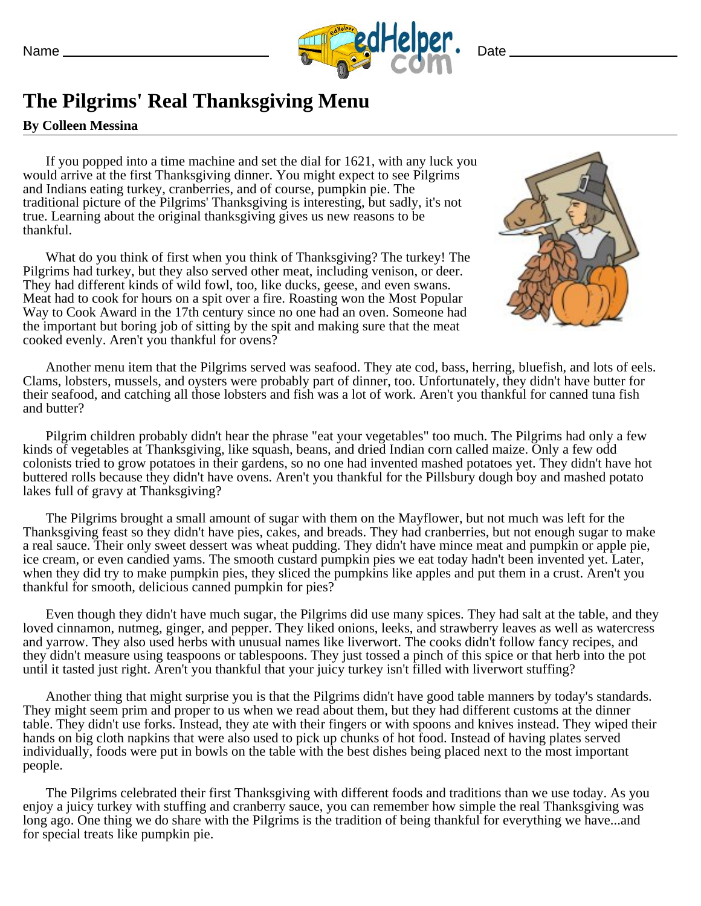Name ______________________ Date ______________________

# The Pilgrims' Real Thanksgiving Menu

**By Colleen Messina**

If you popped into a time machine and set the dial for 1621, with any luck you would arrive at the first Thanksgiving dinner. You might expect to see Pilgrims and Indians eating turkey, cranberries, and of course, pumpkin pie. The traditional picture of the Pilgrims' Thanksgiving is interesting, but sadly, it's not true. Learning about the original thanksgiving gives us new reasons to be thankful.

What do you think of first when you think of Thanksgiving? The turkey! The Pilgrims had turkey, but they also served other meat, including venison, or deer. They had different kinds of wild fowl, too, like ducks, geese, and even swans. Meat had to cook for hours on a spit over a fire. Roasting won the Most Popular Way to Cook Award in the 17th century since no one had an oven. Someone had the important but boring job of sitting by the spit and making sure that the meat cooked evenly. Aren't you thankful for ovens?

Another menu item that the Pilgrims served was seafood. They ate cod, bass, herring, bluefish, and lots of eels. Clams, lobsters, mussels, and oysters were probably part of dinner, too. Unfortunately, they didn't have butter for their seafood, and catching all those lobsters and fish was a lot of work. Aren't you thankful for canned tuna fish and butter?

Pilgrim children probably didn't hear the phrase "eat your vegetables" too much. The Pilgrims had only a few kinds of vegetables at Thanksgiving, like squash, beans, and dried Indian corn called maize. Only a few odd colonists tried to grow potatoes in their gardens, so no one had invented mashed potatoes yet. They didn't have hot buttered rolls because they didn't have ovens. Aren't you thankful for the Pillsbury dough boy and mashed potato lakes full of gravy at Thanksgiving?

The Pilgrims brought a small amount of sugar with them on the Mayflower, but not much was left for the Thanksgiving feast so they didn't have pies, cakes, and breads. They had cranberries, but not enough sugar to make a real sauce. Their only sweet dessert was wheat pudding. They didn't have mince meat and pumpkin or apple pie, ice cream, or even candied yams. The smooth custard pumpkin pies we eat today hadn't been invented yet. Later, when they did try to make pumpkin pies, they sliced the pumpkins like apples and put them in a crust. Aren't you thankful for smooth, delicious canned pumpkin for pies?

Even though they didn't have much sugar, the Pilgrims did use many spices. They had salt at the table, and they loved cinnamon, nutmeg, ginger, and pepper. They liked onions, leeks, and strawberry leaves as well as watercress and yarrow. They also used herbs with unusual names like liverwort. The cooks didn't follow fancy recipes, and they didn't measure using teaspoons or tablespoons. They just tossed a pinch of this spice or that herb into the pot until it tasted just right. Aren't you thankful that your juicy turkey isn't filled with liverwort stuffing?

Another thing that might surprise you is that the Pilgrims didn't have good table manners by today's standards. They might seem prim and proper to us when we read about them, but they had different customs at the dinner table. They didn't use forks. Instead, they ate with their fingers or with spoons and knives instead. They wiped their hands on big cloth napkins that were also used to pick up chunks of hot food. Instead of having plates served individually, foods were put in bowls on the table with the best dishes being placed next to the most important people.

The Pilgrims celebrated their first Thanksgiving with different foods and traditions than we use today. As you enjoy a juicy turkey with stuffing and cranberry sauce, you can remember how simple the real Thanksgiving was long ago. One thing we do share with the Pilgrims is the tradition of being thankful for everything we have...and for special treats like pumpkin pie.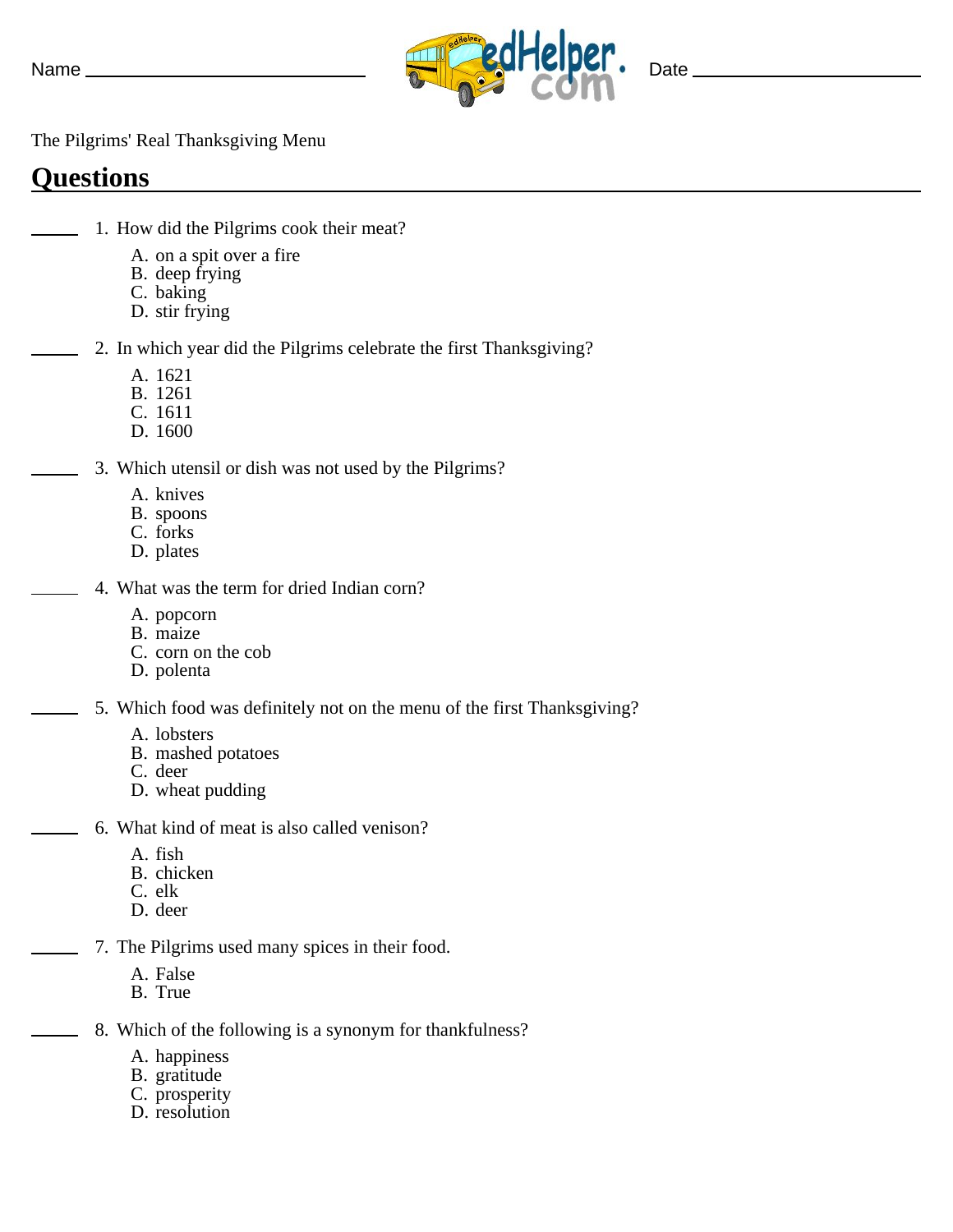Name ______________________ Date ______________________

The Pilgrims' Real Thanksgiving Menu

## Questions

_____ 1. How did the Pilgrims cook their meat?

A. on a spit over a fire
B. deep frying
C. baking
D. stir frying

_____ 2. In which year did the Pilgrims celebrate the first Thanksgiving?

A. 1621
B. 1261
C. 1611
D. 1600

_____ 3. Which utensil or dish was not used by the Pilgrims?

A. knives
B. spoons
C. forks
D. plates

_____ 4. What was the term for dried Indian corn?

A. popcorn
B. maize
C. corn on the cob
D. polenta

_____ 5. Which food was definitely not on the menu of the first Thanksgiving?

A. lobsters
B. mashed potatoes
C. deer
D. wheat pudding

_____ 6. What kind of meat is also called venison?

A. fish
B. chicken
C. elk
D. deer

_____ 7. The Pilgrims used many spices in their food.

A. False
B. True

_____ 8. Which of the following is a synonym for thankfulness?

A. happiness
B. gratitude
C. prosperity
D. resolution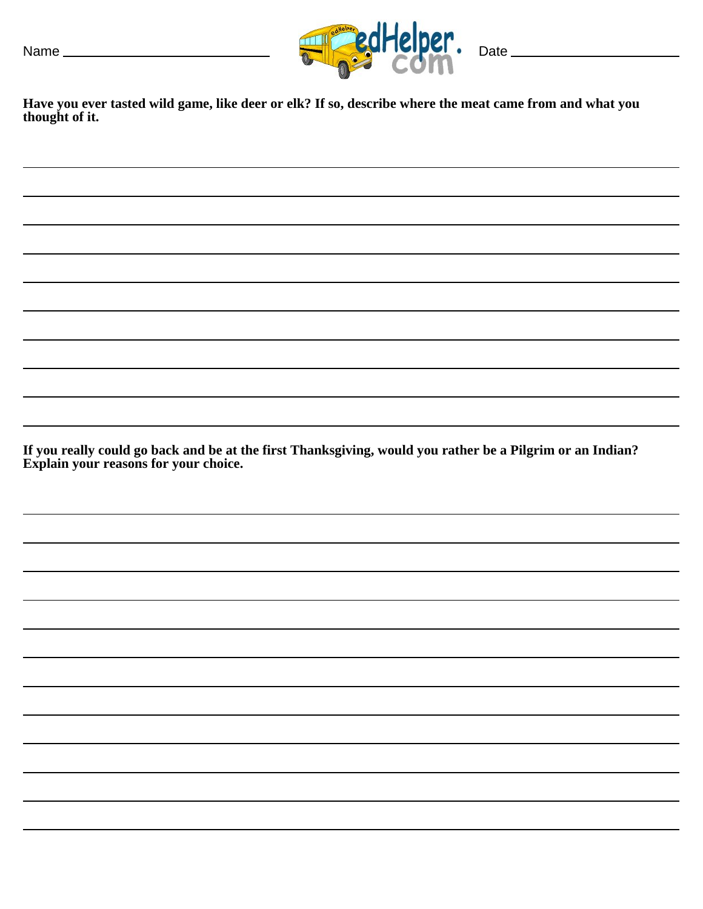Name ____________________ Date ____________________

**Have you ever tasted wild game, like deer or elk? If so, describe where the meat came from and what you thought of it.**

**If you really could go back and be at the first Thanksgiving, would you rather be a Pilgrim or an Indian? Explain your reasons for your choice.**